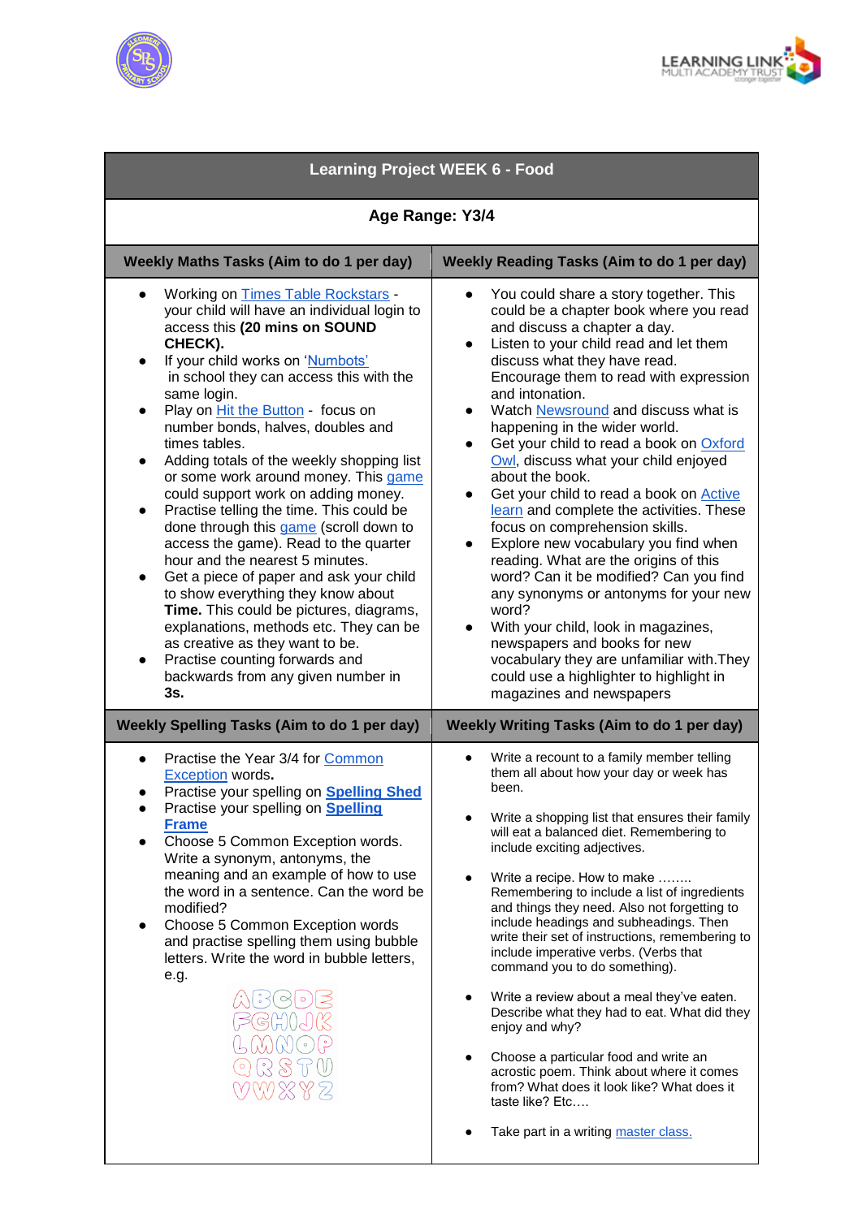# Learning Project WEEK 6 - Food

**Age Range: Y3/4**

## Weekly Maths Tasks (Aim to do 1 per day)

- Working on Times Table Rockstars - your child will have an individual login to access this **(20 mins on SOUND CHECK).**
- If your child works on 'Numbots' in school they can access this with the same login.
- Play on Hit the Button - focus on number bonds, halves, doubles and times tables.
- Adding totals of the weekly shopping list or some work around money. This game could support work on adding money.
- Practise telling the time. This could be done through this game (scroll down to access the game). Read to the quarter hour and the nearest 5 minutes.
- Get a piece of paper and ask your child to show everything they know about **Time.** This could be pictures, diagrams, explanations, methods etc. They can be as creative as they want to be.
- Practise counting forwards and backwards from any given number in **3s.**

## Weekly Reading Tasks (Aim to do 1 per day)

- You could share a story together. This could be a chapter book where you read and discuss a chapter a day.
- Listen to your child read and let them discuss what they have read. Encourage them to read with expression and intonation.
- Watch Newsround and discuss what is happening in the wider world.
- Get your child to read a book on Oxford Owl, discuss what your child enjoyed about the book.
- Get your child to read a book on Active learn and complete the activities. These focus on comprehension skills.
- Explore new vocabulary you find when reading. What are the origins of this word? Can it be modified? Can you find any synonyms or antonyms for your new word?
- With your child, look in magazines, newspapers and books for new vocabulary they are unfamiliar with.They could use a highlighter to highlight in magazines and newspapers

## Weekly Spelling Tasks (Aim to do 1 per day)

- Practise the Year 3/4 for Common Exception words**.**
- Practise your spelling on **Spelling Shed**
- Practise your spelling on **Spelling Frame**
- Choose 5 Common Exception words. Write a synonym, antonyms, the meaning and an example of how to use the word in a sentence. Can the word be modified?
- Choose 5 Common Exception words and practise spelling them using bubble letters. Write the word in bubble letters, e.g.

ABCDE
FGHIJK
LMNOP
QRSTU
VWXYZ

## Weekly Writing Tasks (Aim to do 1 per day)

- Write a recount to a family member telling them all about how your day or week has been.
- Write a shopping list that ensures their family will eat a balanced diet. Remembering to include exciting adjectives.
- Write a recipe. How to make ........ Remembering to include a list of ingredients and things they need. Also not forgetting to include headings and subheadings. Then write their set of instructions, remembering to include imperative verbs. (Verbs that command you to do something).
- Write a review about a meal they've eaten. Describe what they had to eat. What did they enjoy and why?
- Choose a particular food and write an acrostic poem. Think about where it comes from? What does it look like? What does it taste like? Etc....
- Take part in a writing master class.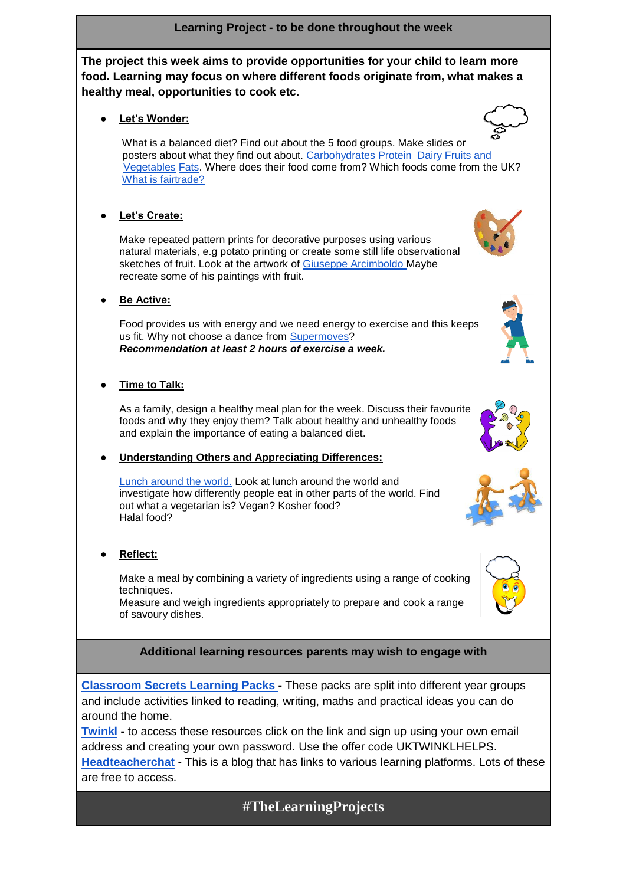## Learning Project - to be done throughout the week

**The project this week aims to provide opportunities for your child to learn more food. Learning may focus on where different foods originate from, what makes a healthy meal, opportunities to cook etc.**

- **Let's Wonder:**

  What is a balanced diet? Find out about the 5 food groups. Make slides or posters about what they find out about. Carbohydrates Protein Dairy Fruits and Vegetables Fats. Where does their food come from? Which foods come from the UK? What is fairtrade?

- **Let's Create:**

  Make repeated pattern prints for decorative purposes using various natural materials, e.g potato printing or create some still life observational sketches of fruit. Look at the artwork of Giuseppe Arcimboldo Maybe recreate some of his paintings with fruit.

- **Be Active:**

  Food provides us with energy and we need energy to exercise and this keeps us fit. Why not choose a dance from Supermoves?
  ***Recommendation at least 2 hours of exercise a week.***

- **Time to Talk:**

  As a family, design a healthy meal plan for the week. Discuss their favourite foods and why they enjoy them? Talk about healthy and unhealthy foods and explain the importance of eating a balanced diet.

- **Understanding Others and Appreciating Differences:**

  Lunch around the world. Look at lunch around the world and investigate how differently people eat in other parts of the world. Find out what a vegetarian is? Vegan? Kosher food? Halal food?

- **Reflect:**

  Make a meal by combining a variety of ingredients using a range of cooking techniques.
  Measure and weigh ingredients appropriately to prepare and cook a range of savoury dishes.

## Additional learning resources parents may wish to engage with

**Classroom Secrets Learning Packs** - These packs are split into different year groups and include activities linked to reading, writing, maths and practical ideas you can do around the home.
**Twinkl** - to access these resources click on the link and sign up using your own email address and creating your own password. Use the offer code UKTWINKLHELPS.
**Headteacherchat** - This is a blog that has links to various learning platforms. Lots of these are free to access.

**#TheLearningProjects**